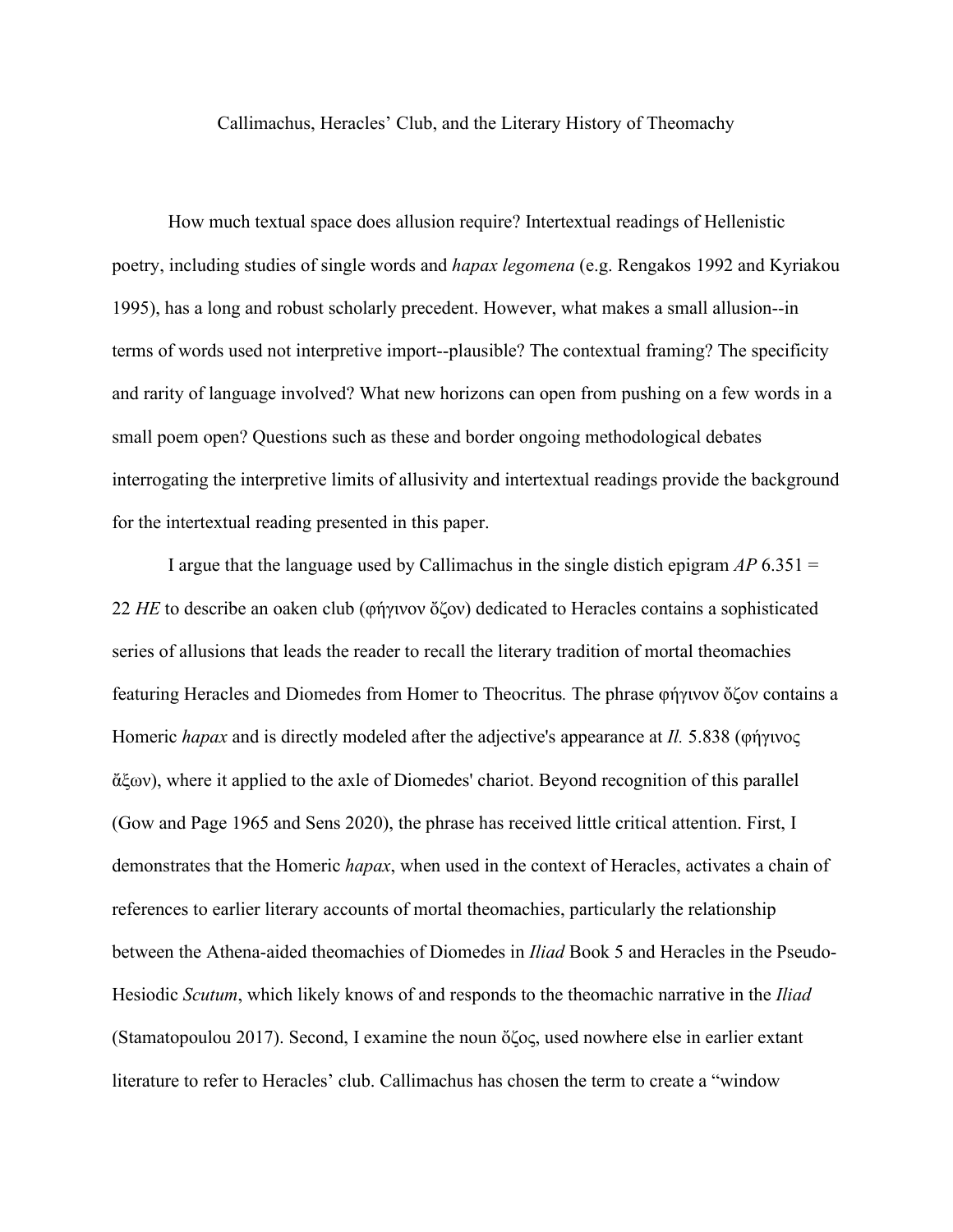# Callimachus, Heracles' Club, and the Literary History of Theomachy

How much textual space does allusion require? Intertextual readings of Hellenistic poetry, including studies of single words and *hapax legomena* (e.g. Rengakos 1992 and Kyriakou 1995), has a long and robust scholarly precedent. However, what makes a small allusion--in terms of words used not interpretive import--plausible? The contextual framing? The specificity and rarity of language involved? What new horizons can open from pushing on a few words in a small poem open? Questions such as these and border ongoing methodological debates interrogating the interpretive limits of allusivity and intertextual readings provide the background for the intertextual reading presented in this paper.

I argue that the language used by Callimachus in the single distich epigram *AP* 6.351 = 22 *HE* to describe an oaken club (φήγινον ὄζον) dedicated to Heracles contains a sophisticated series of allusions that leads the reader to recall the literary tradition of mortal theomachies featuring Heracles and Diomedes from Homer to Theocritus*.* The phrase φήγινον ὄζον contains a Homeric *hapax* and is directly modeled after the adjective's appearance at *Il.* 5.838 (φήγινος ἄξων), where it applied to the axle of Diomedes' chariot. Beyond recognition of this parallel (Gow and Page 1965 and Sens 2020), the phrase has received little critical attention. First, I demonstrates that the Homeric *hapax*, when used in the context of Heracles, activates a chain of references to earlier literary accounts of mortal theomachies, particularly the relationship between the Athena-aided theomachies of Diomedes in *Iliad* Book 5 and Heracles in the Pseudo-Hesiodic *Scutum*, which likely knows of and responds to the theomachic narrative in the *Iliad* (Stamatopoulou 2017). Second, I examine the noun ὄζος, used nowhere else in earlier extant literature to refer to Heracles' club. Callimachus has chosen the term to create a "window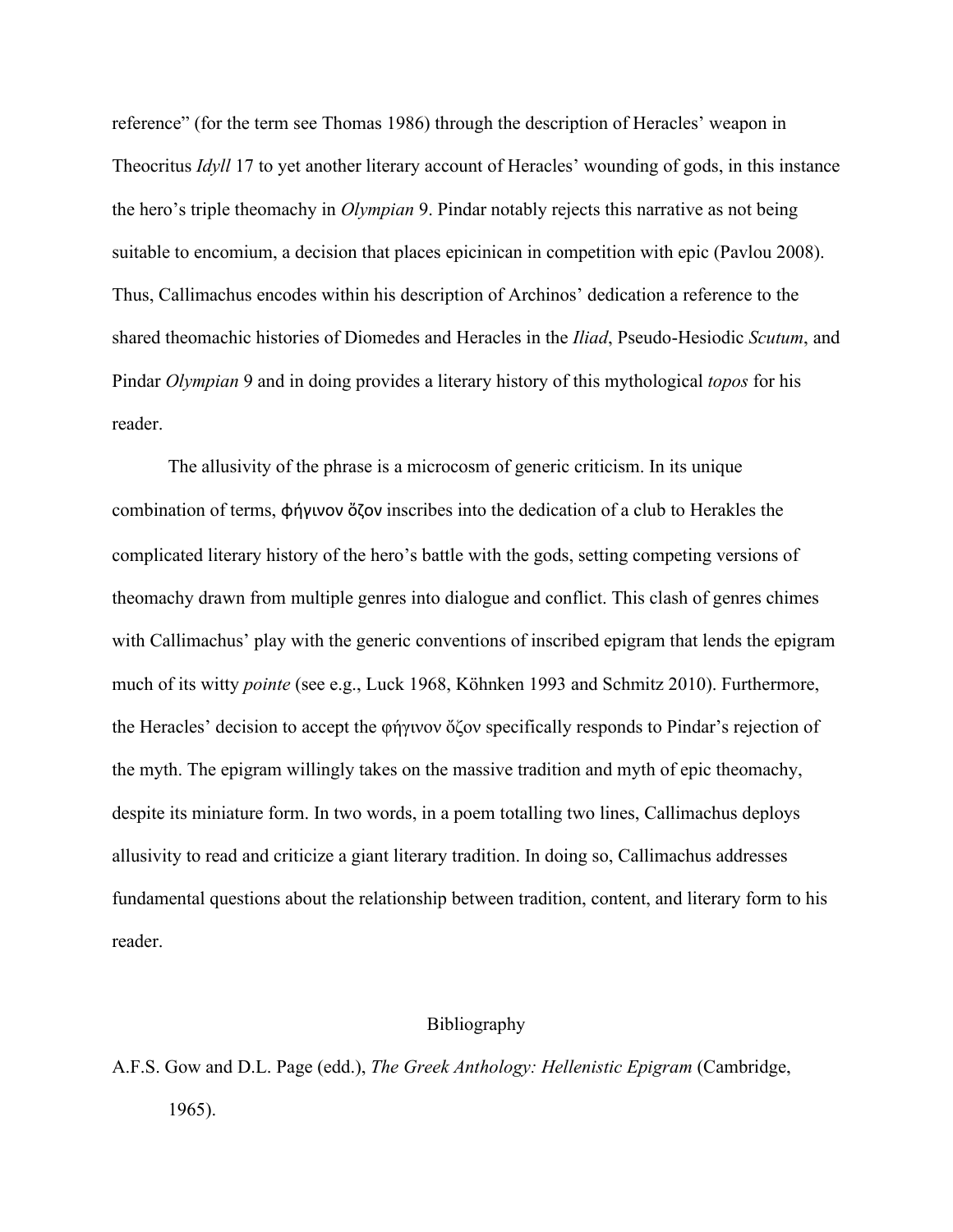reference" (for the term see Thomas 1986) through the description of Heracles' weapon in Theocritus *Idyll* 17 to yet another literary account of Heracles' wounding of gods, in this instance the hero's triple theomachy in *Olympian* 9. Pindar notably rejects this narrative as not being suitable to encomium, a decision that places epicinican in competition with epic (Pavlou 2008). Thus, Callimachus encodes within his description of Archinos' dedication a reference to the shared theomachic histories of Diomedes and Heracles in the *Iliad*, Pseudo-Hesiodic *Scutum*, and Pindar *Olympian* 9 and in doing provides a literary history of this mythological *topos* for his reader.

The allusivity of the phrase is a microcosm of generic criticism. In its unique combination of terms, φήγινον ὄζον inscribes into the dedication of a club to Herakles the complicated literary history of the hero's battle with the gods, setting competing versions of theomachy drawn from multiple genres into dialogue and conflict. This clash of genres chimes with Callimachus' play with the generic conventions of inscribed epigram that lends the epigram much of its witty *pointe* (see e.g., Luck 1968, Köhnken 1993 and Schmitz 2010). Furthermore, the Heracles' decision to accept the φήγινον ὄζον specifically responds to Pindar's rejection of the myth. The epigram willingly takes on the massive tradition and myth of epic theomachy, despite its miniature form. In two words, in a poem totalling two lines, Callimachus deploys allusivity to read and criticize a giant literary tradition. In doing so, Callimachus addresses fundamental questions about the relationship between tradition, content, and literary form to his reader.

## Bibliography

A.F.S. Gow and D.L. Page (edd.), *The Greek Anthology: Hellenistic Epigram* (Cambridge, 1965).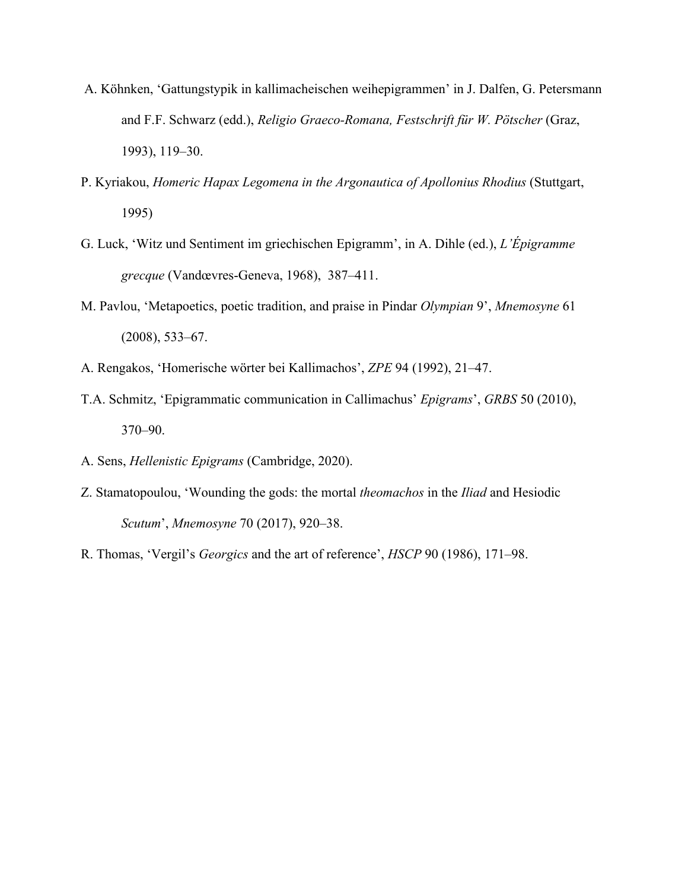A. Köhnken, 'Gattungstypik in kallimacheischen weihepigrammen' in J. Dalfen, G. Petersmann and F.F. Schwarz (edd.), *Religio Graeco-Romana, Festschrift für W. Pötscher* (Graz, 1993), 119–30.

P. Kyriakou, *Homeric Hapax Legomena in the Argonautica of Apollonius Rhodius* (Stuttgart, 1995)

G. Luck, 'Witz und Sentiment im griechischen Epigramm', in A. Dihle (ed.), *L'Épigramme grecque* (Vandœvres-Geneva, 1968), 387–411.

M. Pavlou, 'Metapoetics, poetic tradition, and praise in Pindar *Olympian* 9', *Mnemosyne* 61 (2008), 533–67.

A. Rengakos, 'Homerische wörter bei Kallimachos', *ZPE* 94 (1992), 21–47.

T.A. Schmitz, 'Epigrammatic communication in Callimachus' *Epigrams*', *GRBS* 50 (2010), 370–90.

A. Sens, *Hellenistic Epigrams* (Cambridge, 2020).

Z. Stamatopoulou, 'Wounding the gods: the mortal *theomachos* in the *Iliad* and Hesiodic *Scutum*', *Mnemosyne* 70 (2017), 920–38.

R. Thomas, 'Vergil's *Georgics* and the art of reference', *HSCP* 90 (1986), 171–98.